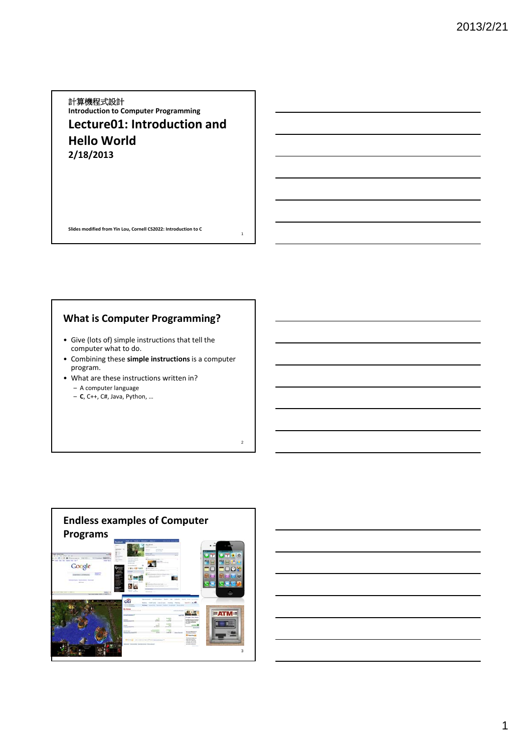計算機程式設計

**Introduction to Computer Programming**

# Lecture01: Introduction and Hello World

**2/18/2013**

**Slides modified from Yin Lou, Cornell CS2022: Introduction to C**

## What is Computer Programming?

- Give (lots of) simple instructions that tell the computer what to do.
- Combining these **simple instructions** is a computer program.
- What are these instructions written in?
  - A computer language
  - **C**, C++, C#, Java, Python, …

## Endless examples of Computer Programs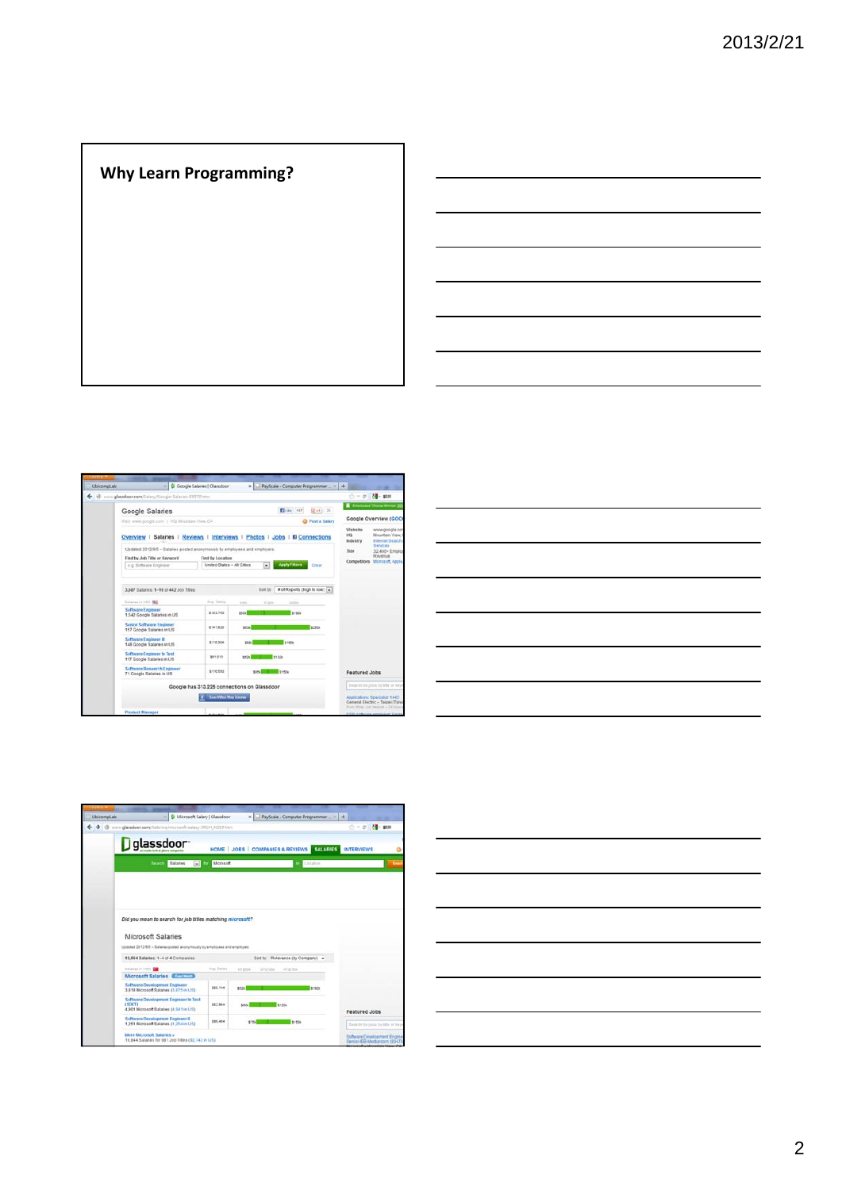## Why Learn Programming?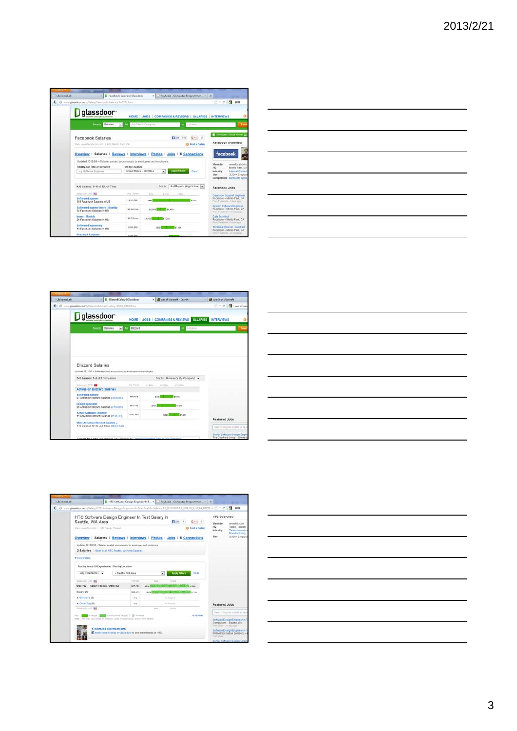Facebook Salaries

Blizzard Salaries

HTC Software Design Engineer In Test Salary in Seattle, WA Area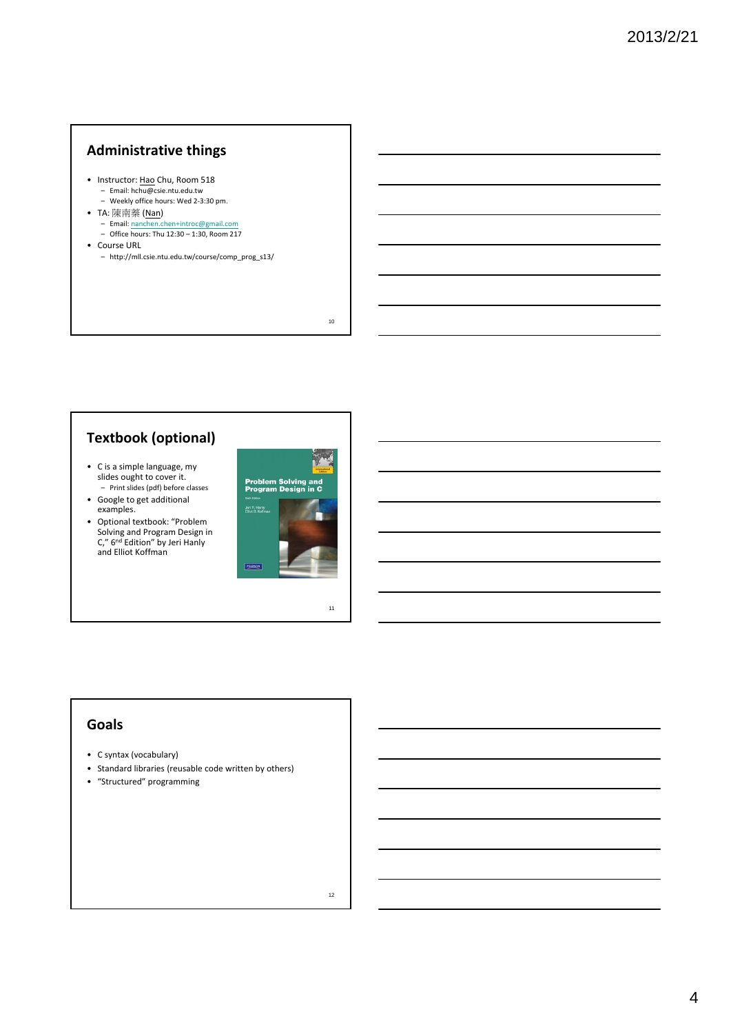## Administrative things

- Instructor: Hao Chu, Room 518
  - Email: hchu@csie.ntu.edu.tw
  - Weekly office hours: Wed 2-3:30 pm.
- TA: 陳南蓁 (Nan)
  - Email: nanchen.chen+introc@gmail.com
  - Office hours: Thu 12:30 – 1:30, Room 217
- Course URL
  - http://mll.csie.ntu.edu.tw/course/comp_prog_s13/

## Textbook (optional)

- C is a simple language, my slides ought to cover it.
  - Print slides (pdf) before classes
- Google to get additional examples.
- Optional textbook: "Problem Solving and Program Design in C," 6nd Edition" by Jeri Hanly and Elliot Koffman

## Goals

- C syntax (vocabulary)
- Standard libraries (reusable code written by others)
- "Structured" programming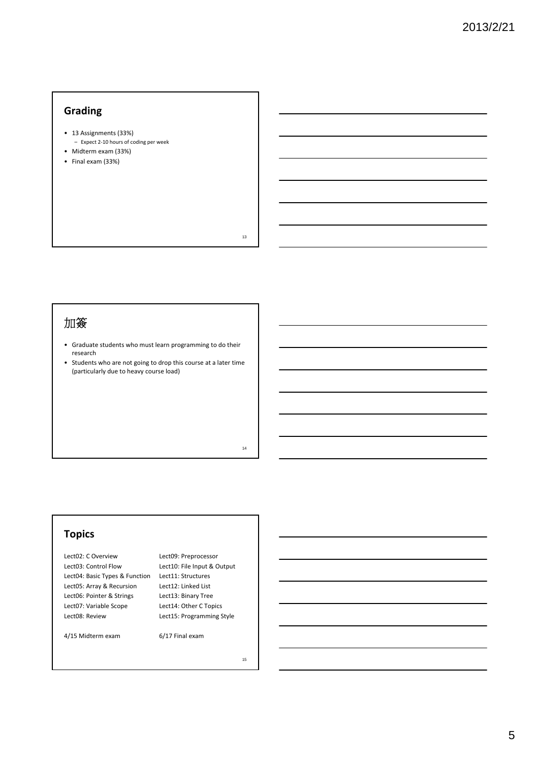## Grading

- 13 Assignments (33%)
  - Expect 2-10 hours of coding per week
- Midterm exam (33%)
- Final exam (33%)

## 加簽

- Graduate students who must learn programming to do their research
- Students who are not going to drop this course at a later time (particularly due to heavy course load)

## Topics

Lect02: C Overview
Lect03: Control Flow
Lect04: Basic Types & Function
Lect05: Array & Recursion
Lect06: Pointer & Strings
Lect07: Variable Scope
Lect08: Review

4/15 Midterm exam

Lect09: Preprocessor
Lect10: File Input & Output
Lect11: Structures
Lect12: Linked List
Lect13: Binary Tree
Lect14: Other C Topics
Lect15: Programming Style

6/17 Final exam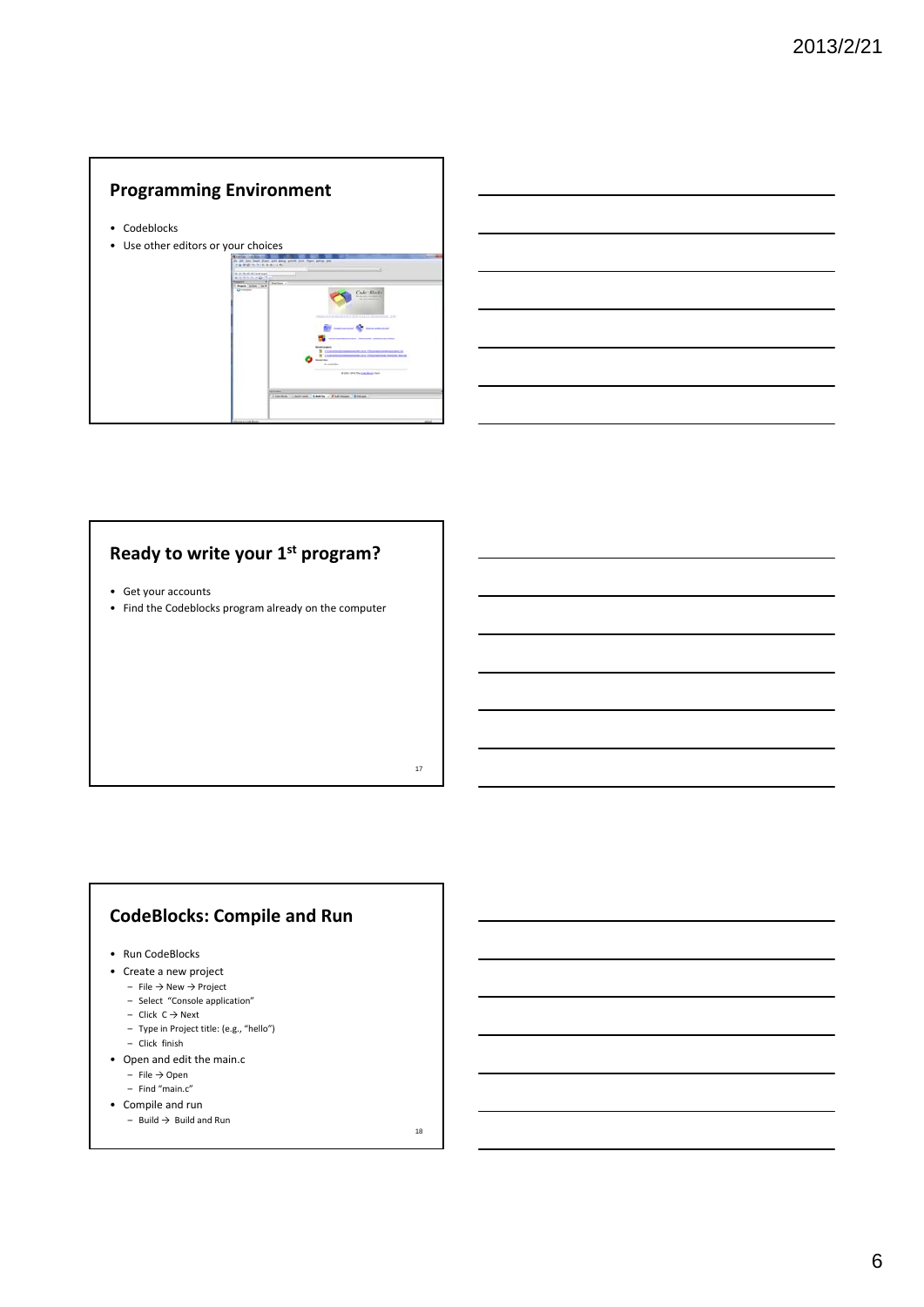## Programming Environment

- Codeblocks
- Use other editors or your choices

## Ready to write your 1st program?

- Get your accounts
- Find the Codeblocks program already on the computer

## CodeBlocks: Compile and Run

- Run CodeBlocks
- Create a new project
  - File → New → Project
  - Select "Console application"
  - Click C → Next
  - Type in Project title: (e.g., "hello")
  - Click finish
- Open and edit the main.c
  - File → Open
  - Find "main.c"
- Compile and run
  - Build → Build and Run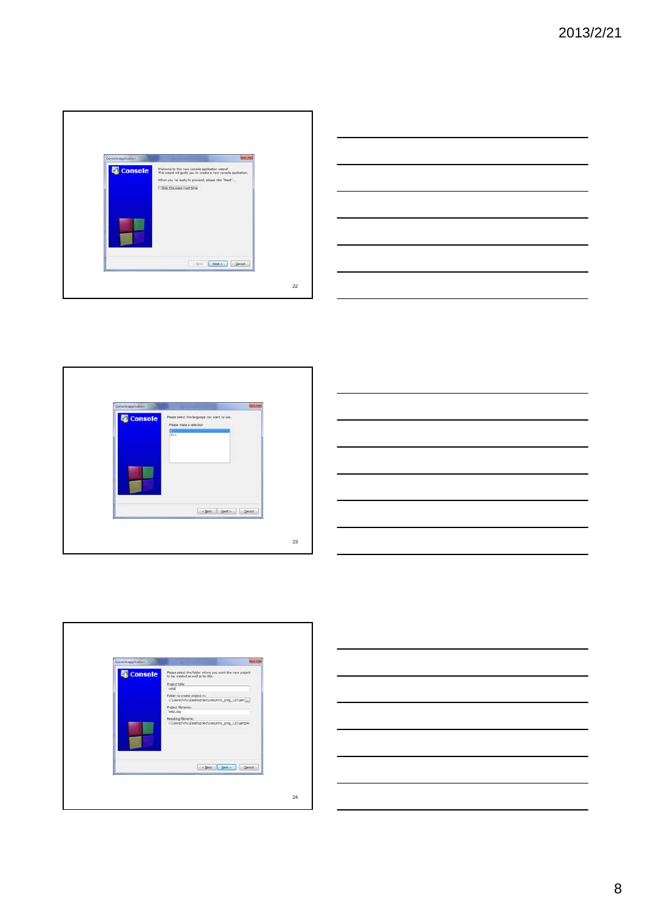Console application

**Console**

Welcome to the new console application wizard!
This wizard will guide you to create a new console application.

When you 're ready to proceed, please click "Next"...

Skip this page next time

< Back | Next > | Cancel

---

Console application

**Console**

Please select the language you want to use.

Please make a selection

C
C++

< Back | Next > | Cancel

---

Console application

**Console**

Please select the folder where you want the new project to be created as well as its title.

Project title:
hello

Folder to create project in:
C:\Users\hchu\Desktop\lectures\intro_prog_12\sam

Project filename:
hello.cbp

Resulting filename:
C:\Users\hchu\Desktop\lectures\intro_prog_12\sample

< Back | Next > | Cancel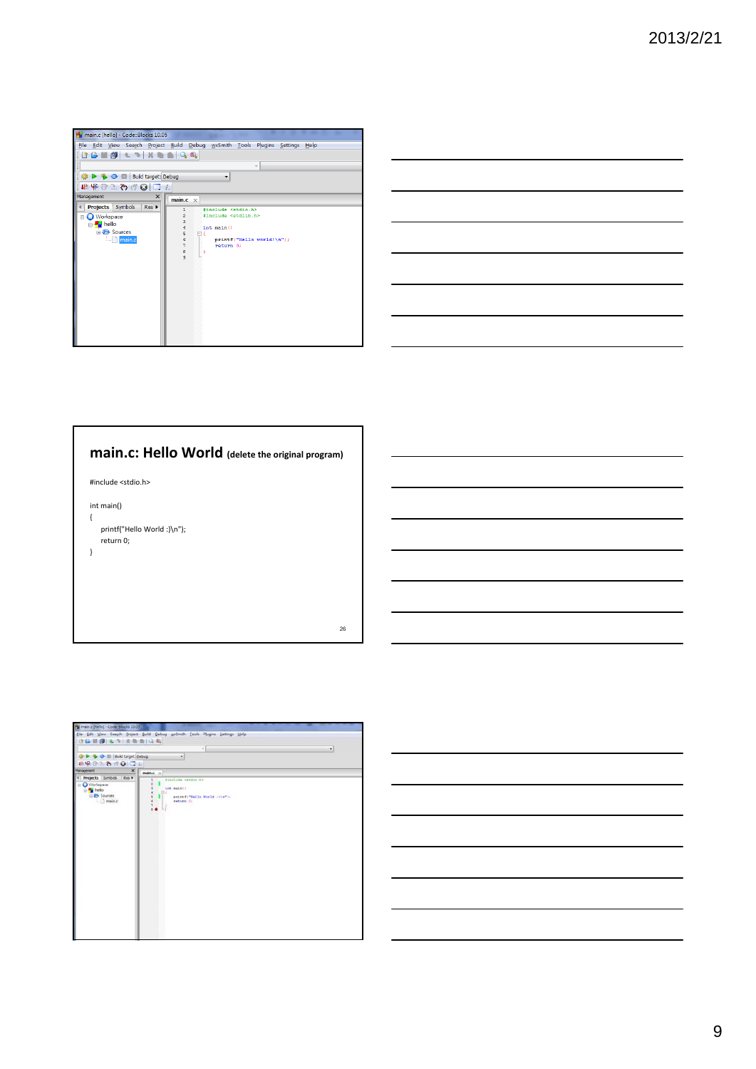## main.c: Hello World (delete the original program)

```
#include <stdio.h>

int main()
{
    printf("Hello World :)\n");
    return 0;
}
```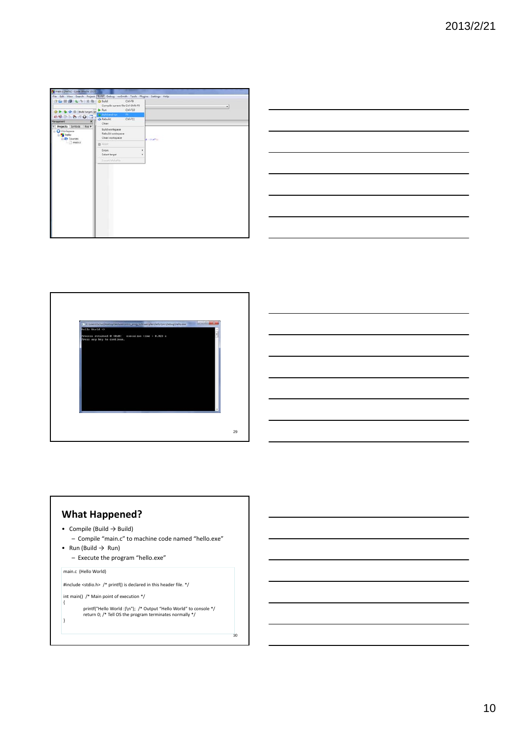## What Happened?

- Compile (Build → Build)
  - Compile "main.c" to machine code named "hello.exe"
- Run (Build → Run)
  - Execute the program "hello.exe"

main.c (Hello World)

```
#include <stdio.h> /* printf() is declared in this header file. */

int main() /* Main point of execution */
{
        printf("Hello World :)\n"); /* Output "Hello World" to console */
        return 0; /* Tell OS the program terminates normally */
}
```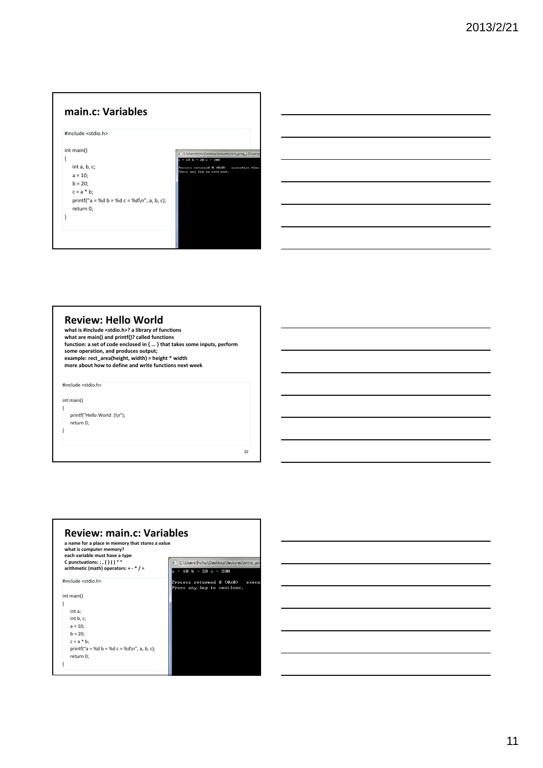## main.c: Variables

```
#include <stdio.h>

int main()
{
    int a, b, c;
    a = 10;
    b = 20;
    c = a * b;
    printf("a = %d b = %d c = %d\n", a, b, c);
    return 0;
}
```

```
C:\Users\hchu\Desktop\lectures\intro_prog_12S\samp
a = 10 b = 20 c = 200

Process returned 0 (0x0)   execution time
Press any key to continue.
```

## Review: Hello World

**what is #include <stdio.h>? a library of functions**
**what are main() and printf()? called functions**
**function: a set of code enclosed in { … } that takes some inputs, perform some operation, and produces output;**
**example: rect_area(height, width) = height * width**
**more about how to define and write functions next week**

```
#include <stdio.h>

int main()
{
    printf("Hello World :)\n");
    return 0;
}
```

## Review: main.c: Variables

**a name for a place in memory that stores a value**
**what is computer memory?**
**each variable must have a type**
**C punctuations: ; , { } ( ) " "**
**arithmetic (math) operators: + - * / =**

```
#include <stdio.h>

int main()
{
    int a;
    int b, c;
    a = 10;
    b = 20;
    c = a * b;
    printf("a = %d b = %d c = %d\n", a, b, c);
    return 0;
}
```

```
C:\Users\hchu\Desktop\lectures\intro_pr
a = 10 b = 20 c = 200

Process returned 0 (0x0)   execu
Press any key to continue.
```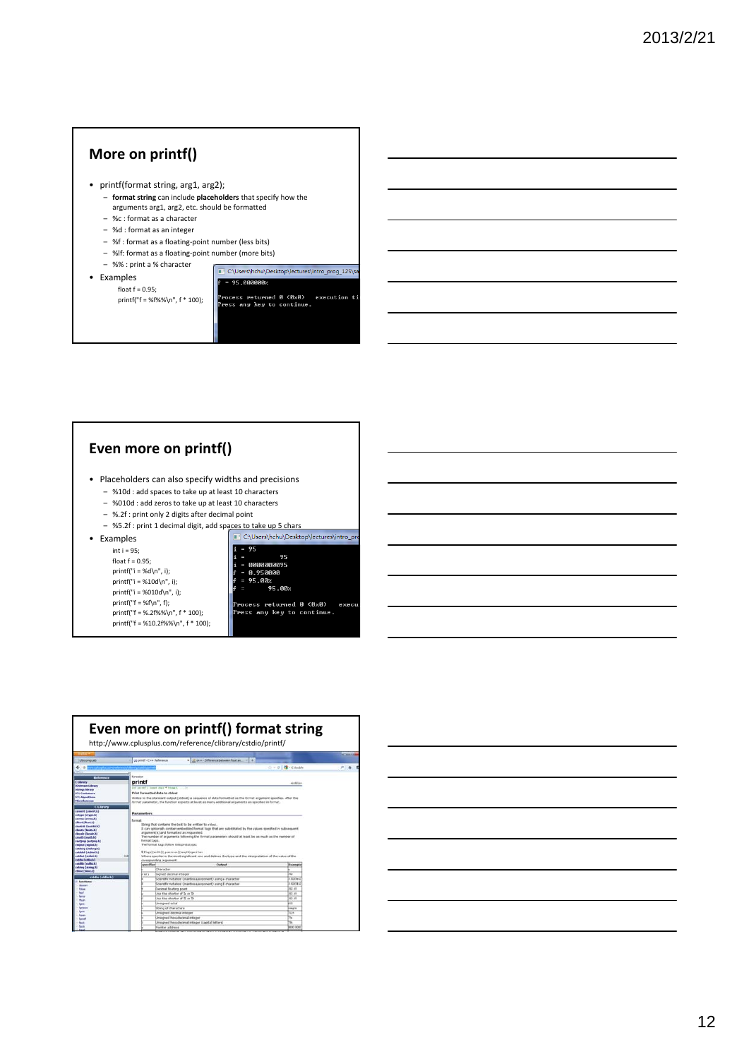## More on printf()

- printf(format string, arg1, arg2);
  - **format string** can include **placeholders** that specify how the arguments arg1, arg2, etc. should be formatted
  - %c : format as a character
  - %d : format as an integer
  - %f : format as a floating-point number (less bits)
  - %lf: format as a floating-point number (more bits)
  - %% : print a % character
- Examples

```
float f = 0.95;
printf("f = %f%%\n", f * 100);
```

```
f = 95.000000%

Process returned 0 (0x0)   execution ti
Press any key to continue.
```

## Even more on printf()

- Placeholders can also specify widths and precisions
  - %10d : add spaces to take up at least 10 characters
  - %010d : add zeros to take up at least 10 characters
  - %.2f : print only 2 digits after decimal point
  - %5.2f : print 1 decimal digit, add spaces to take up 5 chars
- Examples

```
int i = 95;
float f = 0.95;
printf("i = %d\n", i);
printf("i = %10d\n", i);
printf("i = %010d\n", i);
printf("f = %f\n", f);
printf("f = %.2f%%\n", f * 100);
printf("f = %10.2f%%\n", f * 100);
```

```
i = 95
i =         95
i = 0000000095
f = 0.950000
f = 95.00%
f =      95.00%

Process returned 0 (0x0)   execu
Press any key to continue.
```

## Even more on printf() format string

http://www.cplusplus.com/reference/clibrary/cstdio/printf/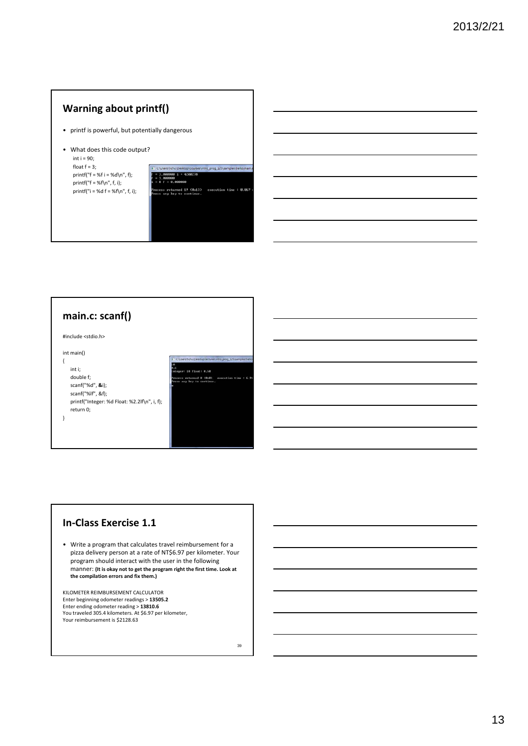## Warning about printf()

- printf is powerful, but potentially dangerous
- What does this code output?

```
int i = 90;
float f = 3;
printf("f = %f i = %d\n", f);
printf("f = %f\n", f, i);
printf("i = %d f = %f\n", f, i);
```

## main.c: scanf()

```
#include <stdio.h>

int main()
{
    int i;
    double f;
    scanf("%d", &i);
    scanf("%lf", &f);
    printf("Integer: %d Float: %2.2lf\n", i, f);
    return 0;
}
```

## In-Class Exercise 1.1

- Write a program that calculates travel reimbursement for a pizza delivery person at a rate of NT$6.97 per kilometer. Your program should interact with the user in the following manner: **(It is okay not to get the program right the first time. Look at the compilation errors and fix them.)**

KILOMETER REIMBURSEMENT CALCULATOR
Enter beginning odometer readings > **13505.2**
Enter ending odometer reading > **13810.6**
You traveled 305.4 kilometers. At $6.97 per kilometer,
Your reimbursement is $2128.63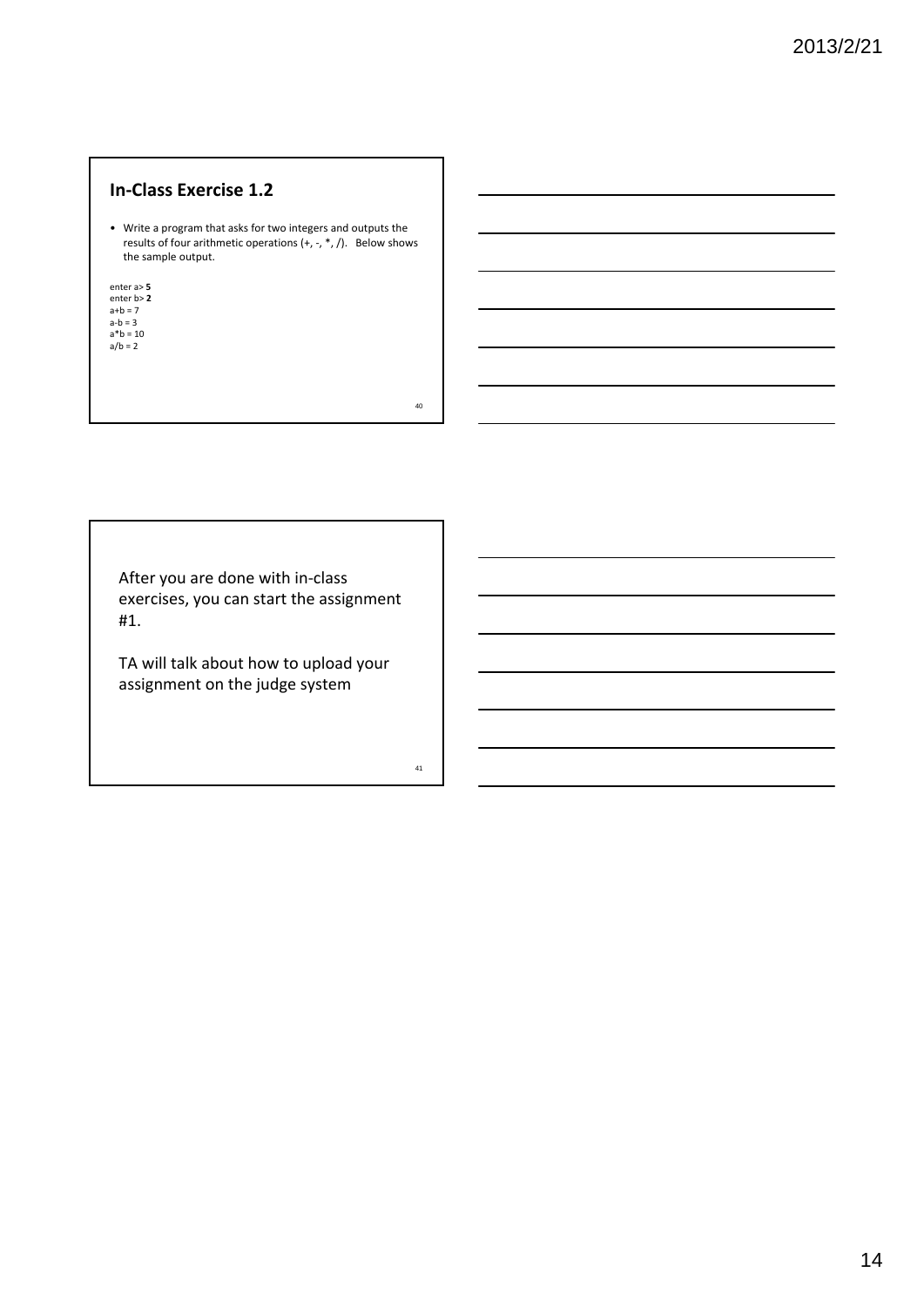## In-Class Exercise 1.2

- Write a program that asks for two integers and outputs the results of four arithmetic operations (+, -, *, /). Below shows the sample output.

```
enter a> 5
enter b> 2
a+b = 7
a-b = 3
a*b = 10
a/b = 2
```

After you are done with in-class exercises, you can start the assignment #1.

TA will talk about how to upload your assignment on the judge system